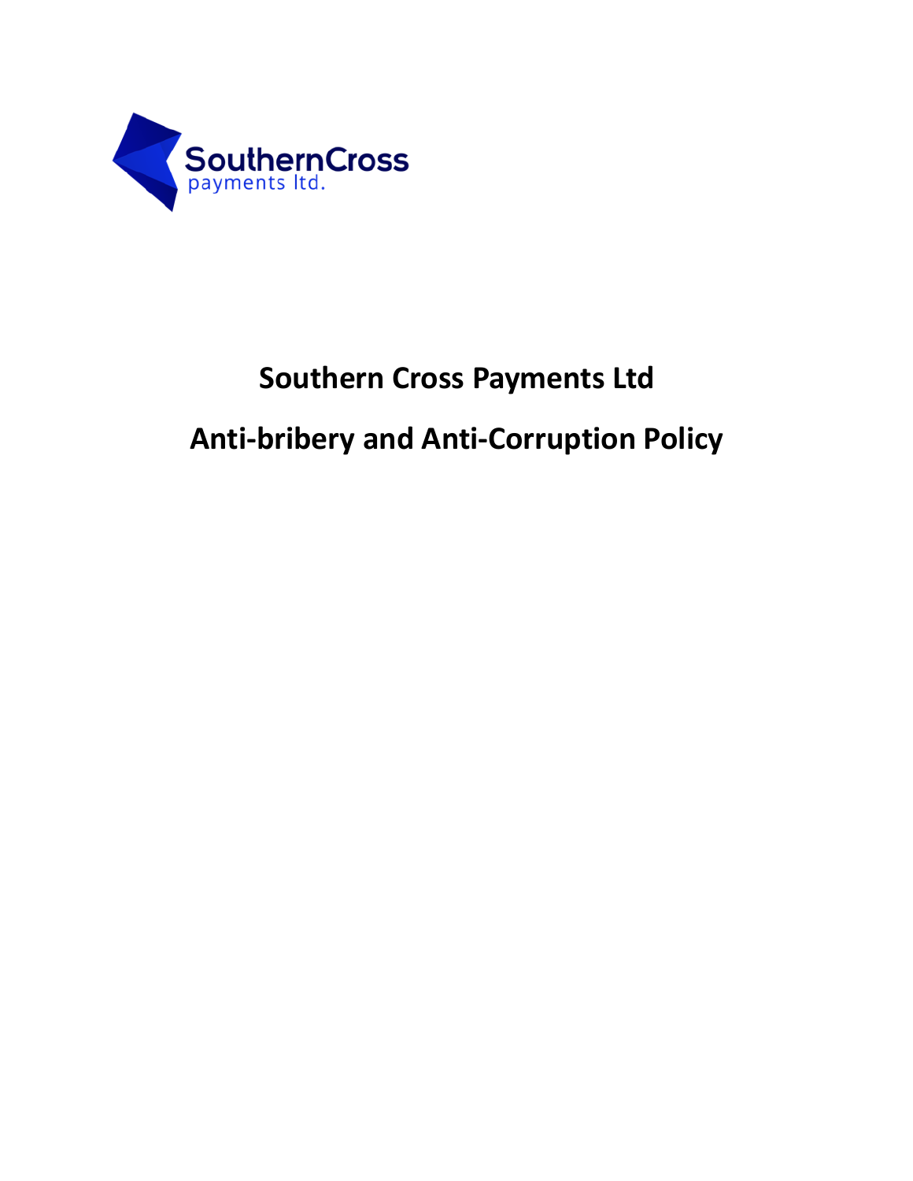SouthernCross
payments ltd.

# Southern Cross Payments Ltd

# Anti-bribery and Anti-Corruption Policy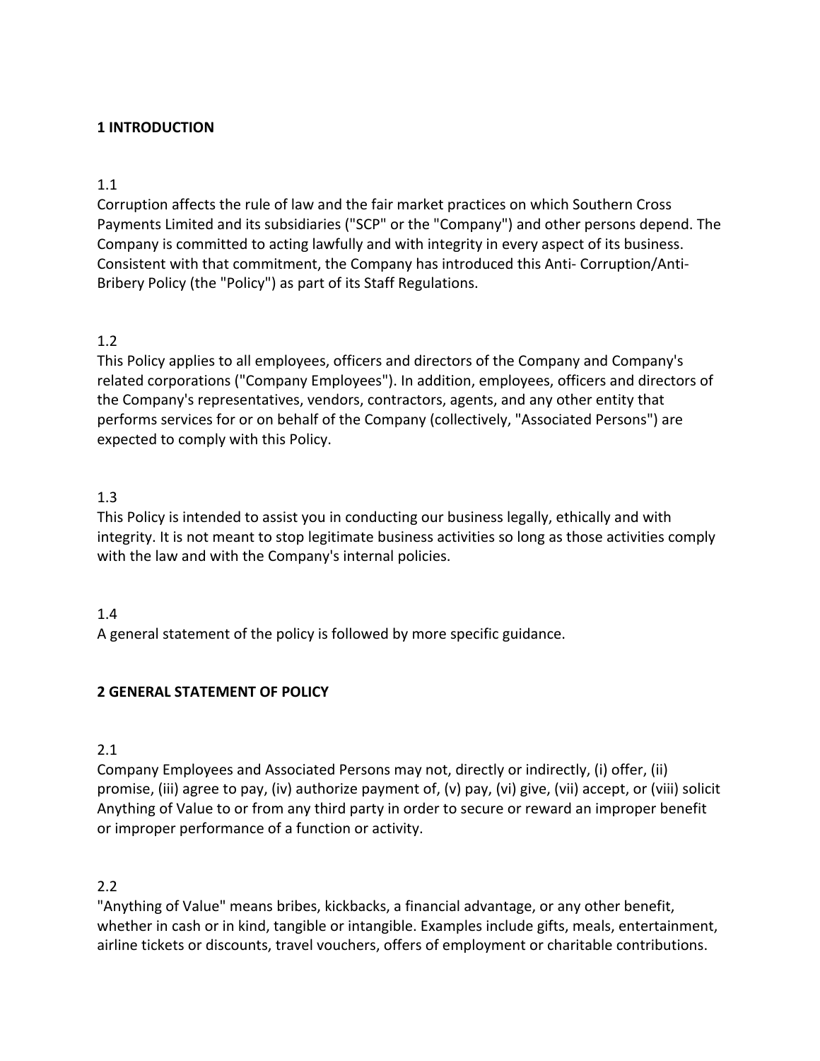## 1 INTRODUCTION

1.1
Corruption affects the rule of law and the fair market practices on which Southern Cross Payments Limited and its subsidiaries ("SCP" or the "Company") and other persons depend. The Company is committed to acting lawfully and with integrity in every aspect of its business. Consistent with that commitment, the Company has introduced this Anti- Corruption/Anti-Bribery Policy (the "Policy") as part of its Staff Regulations.

1.2
This Policy applies to all employees, officers and directors of the Company and Company's related corporations ("Company Employees"). In addition, employees, officers and directors of the Company's representatives, vendors, contractors, agents, and any other entity that performs services for or on behalf of the Company (collectively, "Associated Persons") are expected to comply with this Policy.

1.3
This Policy is intended to assist you in conducting our business legally, ethically and with integrity. It is not meant to stop legitimate business activities so long as those activities comply with the law and with the Company's internal policies.

1.4
A general statement of the policy is followed by more specific guidance.

## 2 GENERAL STATEMENT OF POLICY

2.1
Company Employees and Associated Persons may not, directly or indirectly, (i) offer, (ii) promise, (iii) agree to pay, (iv) authorize payment of, (v) pay, (vi) give, (vii) accept, or (viii) solicit Anything of Value to or from any third party in order to secure or reward an improper benefit or improper performance of a function or activity.

2.2
"Anything of Value" means bribes, kickbacks, a financial advantage, or any other benefit, whether in cash or in kind, tangible or intangible. Examples include gifts, meals, entertainment, airline tickets or discounts, travel vouchers, offers of employment or charitable contributions.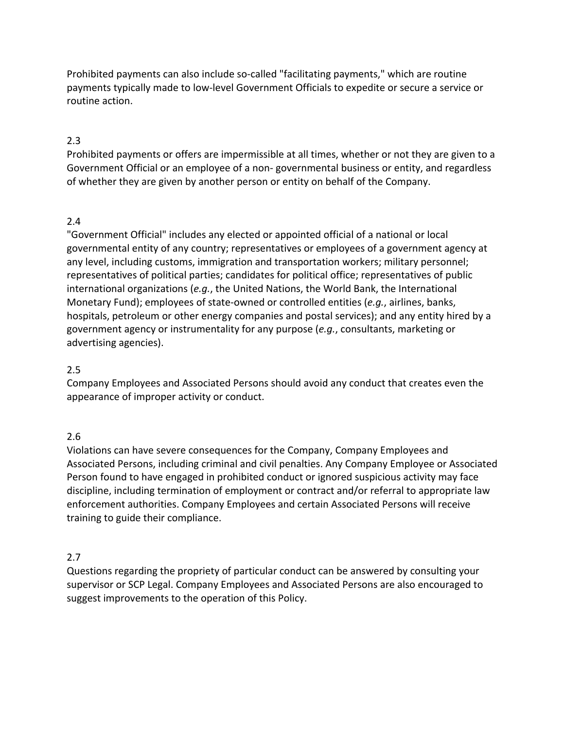Prohibited payments can also include so-called "facilitating payments," which are routine payments typically made to low-level Government Officials to expedite or secure a service or routine action.

2.3
Prohibited payments or offers are impermissible at all times, whether or not they are given to a Government Official or an employee of a non- governmental business or entity, and regardless of whether they are given by another person or entity on behalf of the Company.

2.4
"Government Official" includes any elected or appointed official of a national or local governmental entity of any country; representatives or employees of a government agency at any level, including customs, immigration and transportation workers; military personnel; representatives of political parties; candidates for political office; representatives of public international organizations (*e.g.*, the United Nations, the World Bank, the International Monetary Fund); employees of state-owned or controlled entities (*e.g.*, airlines, banks, hospitals, petroleum or other energy companies and postal services); and any entity hired by a government agency or instrumentality for any purpose (*e.g.*, consultants, marketing or advertising agencies).

2.5
Company Employees and Associated Persons should avoid any conduct that creates even the appearance of improper activity or conduct.

2.6
Violations can have severe consequences for the Company, Company Employees and Associated Persons, including criminal and civil penalties. Any Company Employee or Associated Person found to have engaged in prohibited conduct or ignored suspicious activity may face discipline, including termination of employment or contract and/or referral to appropriate law enforcement authorities. Company Employees and certain Associated Persons will receive training to guide their compliance.

2.7
Questions regarding the propriety of particular conduct can be answered by consulting your supervisor or SCP Legal. Company Employees and Associated Persons are also encouraged to suggest improvements to the operation of this Policy.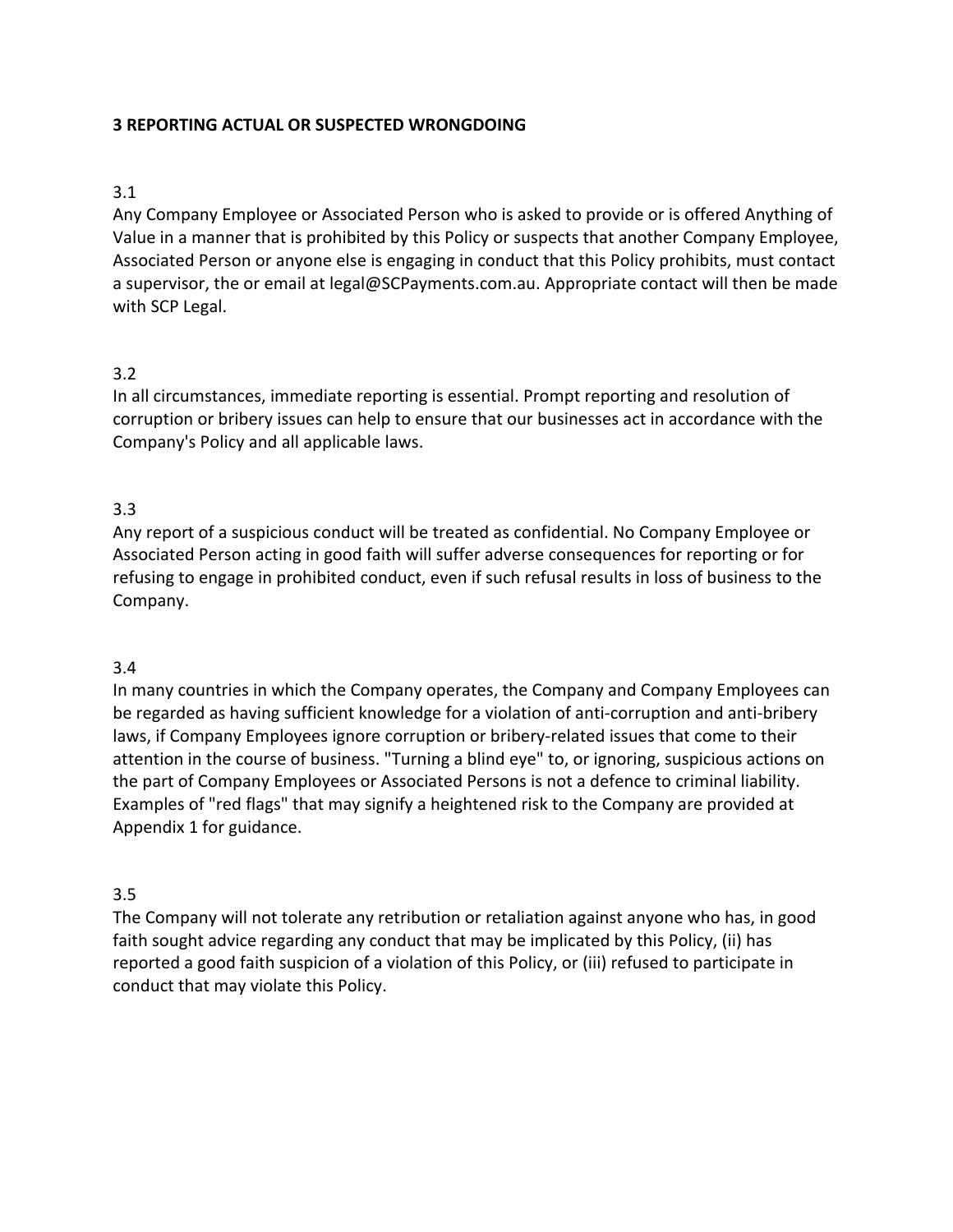**3 REPORTING ACTUAL OR SUSPECTED WRONGDOING**

3.1
Any Company Employee or Associated Person who is asked to provide or is offered Anything of Value in a manner that is prohibited by this Policy or suspects that another Company Employee, Associated Person or anyone else is engaging in conduct that this Policy prohibits, must contact a supervisor, the or email at legal@SCPayments.com.au. Appropriate contact will then be made with SCP Legal.

3.2
In all circumstances, immediate reporting is essential. Prompt reporting and resolution of corruption or bribery issues can help to ensure that our businesses act in accordance with the Company's Policy and all applicable laws.

3.3
Any report of a suspicious conduct will be treated as confidential. No Company Employee or Associated Person acting in good faith will suffer adverse consequences for reporting or for refusing to engage in prohibited conduct, even if such refusal results in loss of business to the Company.

3.4
In many countries in which the Company operates, the Company and Company Employees can be regarded as having sufficient knowledge for a violation of anti-corruption and anti-bribery laws, if Company Employees ignore corruption or bribery-related issues that come to their attention in the course of business. "Turning a blind eye" to, or ignoring, suspicious actions on the part of Company Employees or Associated Persons is not a defence to criminal liability. Examples of "red flags" that may signify a heightened risk to the Company are provided at Appendix 1 for guidance.

3.5
The Company will not tolerate any retribution or retaliation against anyone who has, in good faith sought advice regarding any conduct that may be implicated by this Policy, (ii) has reported a good faith suspicion of a violation of this Policy, or (iii) refused to participate in conduct that may violate this Policy.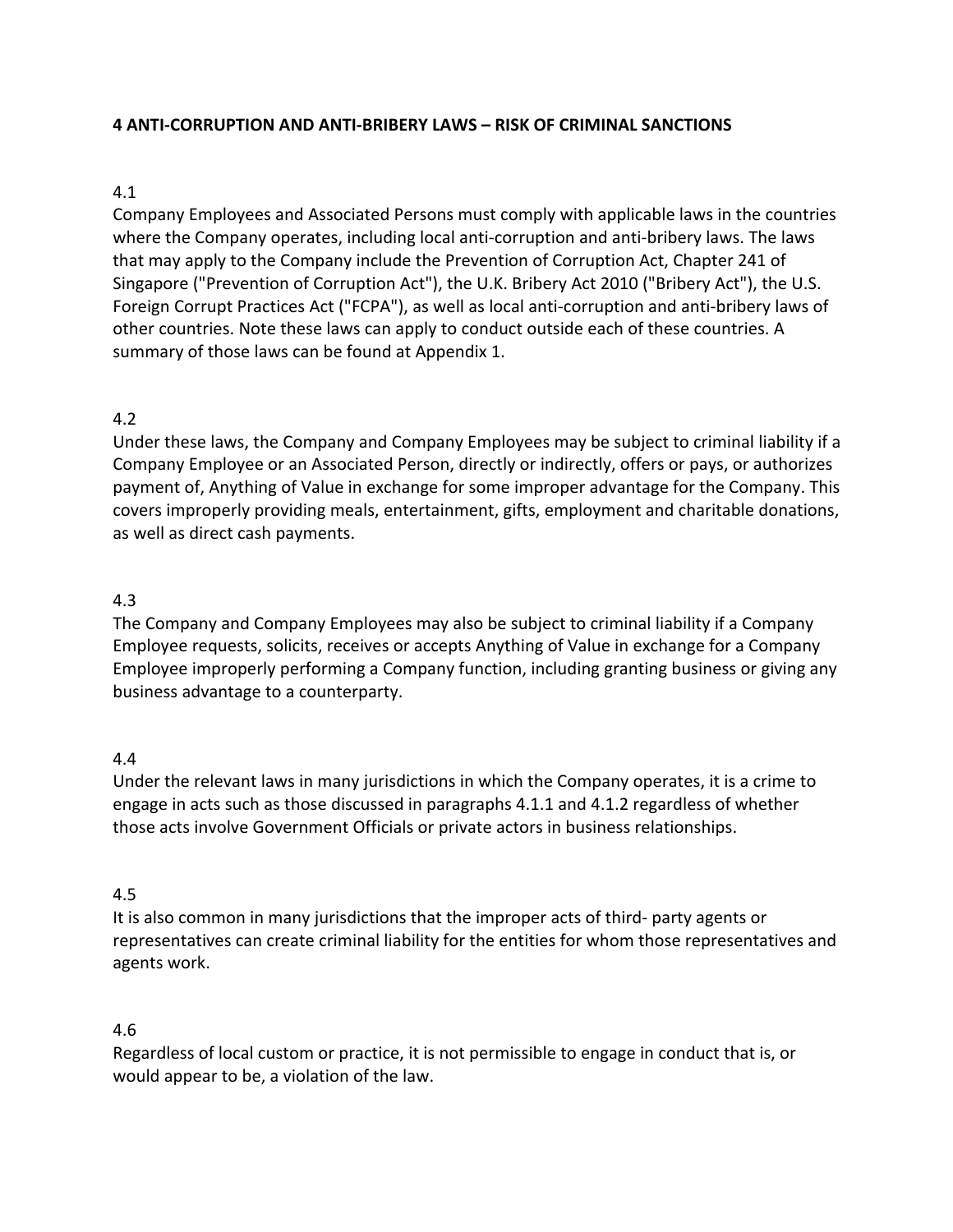## 4 ANTI-CORRUPTION AND ANTI-BRIBERY LAWS – RISK OF CRIMINAL SANCTIONS

4.1

Company Employees and Associated Persons must comply with applicable laws in the countries where the Company operates, including local anti-corruption and anti-bribery laws. The laws that may apply to the Company include the Prevention of Corruption Act, Chapter 241 of Singapore ("Prevention of Corruption Act"), the U.K. Bribery Act 2010 ("Bribery Act"), the U.S. Foreign Corrupt Practices Act ("FCPA"), as well as local anti-corruption and anti-bribery laws of other countries. Note these laws can apply to conduct outside each of these countries. A summary of those laws can be found at Appendix 1.

4.2

Under these laws, the Company and Company Employees may be subject to criminal liability if a Company Employee or an Associated Person, directly or indirectly, offers or pays, or authorizes payment of, Anything of Value in exchange for some improper advantage for the Company. This covers improperly providing meals, entertainment, gifts, employment and charitable donations, as well as direct cash payments.

4.3

The Company and Company Employees may also be subject to criminal liability if a Company Employee requests, solicits, receives or accepts Anything of Value in exchange for a Company Employee improperly performing a Company function, including granting business or giving any business advantage to a counterparty.

4.4

Under the relevant laws in many jurisdictions in which the Company operates, it is a crime to engage in acts such as those discussed in paragraphs 4.1.1 and 4.1.2 regardless of whether those acts involve Government Officials or private actors in business relationships.

4.5

It is also common in many jurisdictions that the improper acts of third- party agents or representatives can create criminal liability for the entities for whom those representatives and agents work.

4.6

Regardless of local custom or practice, it is not permissible to engage in conduct that is, or would appear to be, a violation of the law.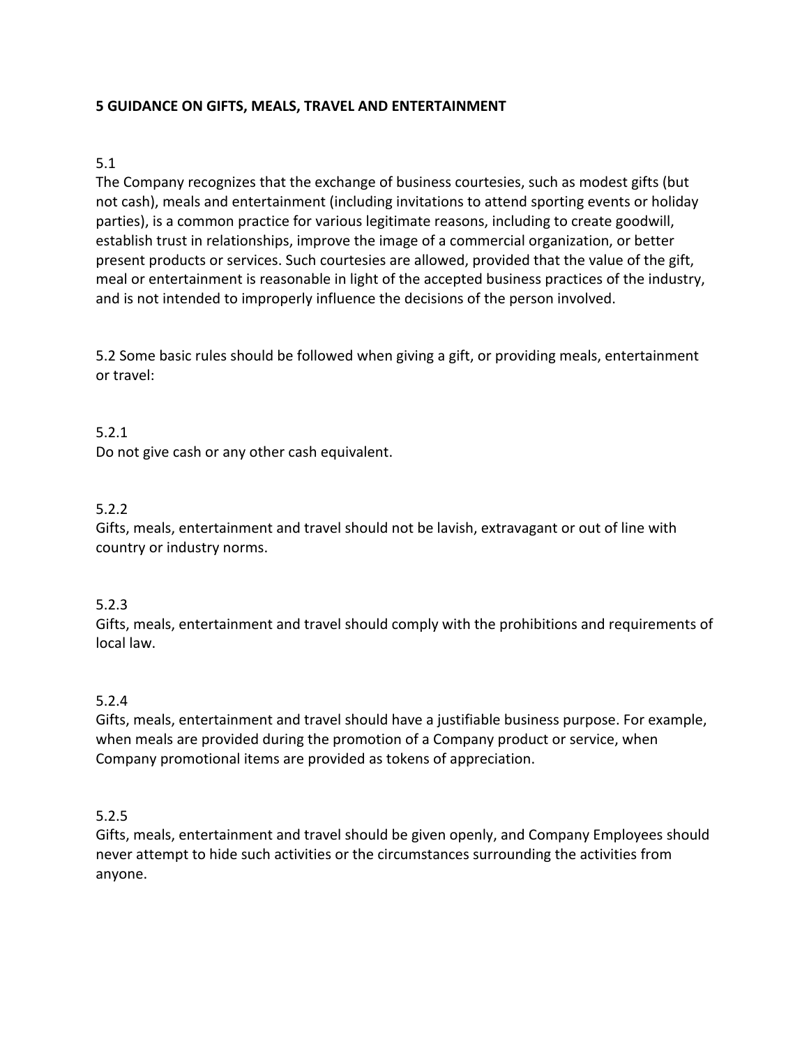**5 GUIDANCE ON GIFTS, MEALS, TRAVEL AND ENTERTAINMENT**

5.1
The Company recognizes that the exchange of business courtesies, such as modest gifts (but not cash), meals and entertainment (including invitations to attend sporting events or holiday parties), is a common practice for various legitimate reasons, including to create goodwill, establish trust in relationships, improve the image of a commercial organization, or better present products or services. Such courtesies are allowed, provided that the value of the gift, meal or entertainment is reasonable in light of the accepted business practices of the industry, and is not intended to improperly influence the decisions of the person involved.

5.2 Some basic rules should be followed when giving a gift, or providing meals, entertainment or travel:

5.2.1
Do not give cash or any other cash equivalent.

5.2.2
Gifts, meals, entertainment and travel should not be lavish, extravagant or out of line with country or industry norms.

5.2.3
Gifts, meals, entertainment and travel should comply with the prohibitions and requirements of local law.

5.2.4
Gifts, meals, entertainment and travel should have a justifiable business purpose. For example, when meals are provided during the promotion of a Company product or service, when Company promotional items are provided as tokens of appreciation.

5.2.5
Gifts, meals, entertainment and travel should be given openly, and Company Employees should never attempt to hide such activities or the circumstances surrounding the activities from anyone.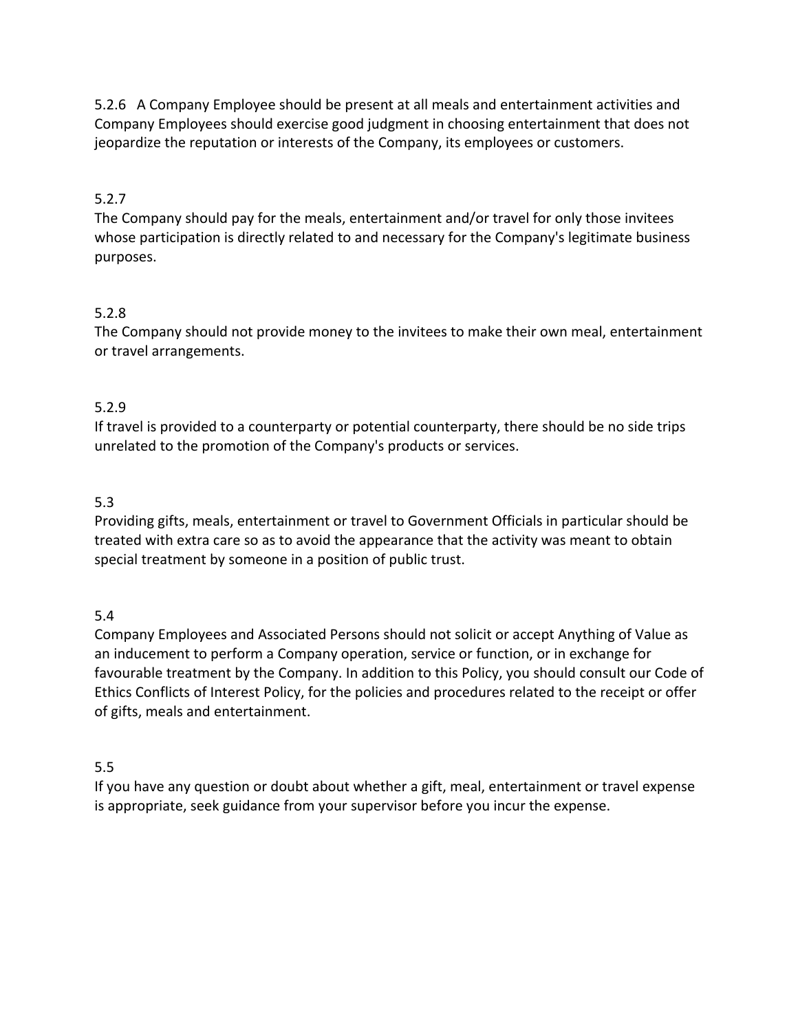5.2.6 A Company Employee should be present at all meals and entertainment activities and Company Employees should exercise good judgment in choosing entertainment that does not jeopardize the reputation or interests of the Company, its employees or customers.

5.2.7
The Company should pay for the meals, entertainment and/or travel for only those invitees whose participation is directly related to and necessary for the Company's legitimate business purposes.

5.2.8
The Company should not provide money to the invitees to make their own meal, entertainment or travel arrangements.

5.2.9
If travel is provided to a counterparty or potential counterparty, there should be no side trips unrelated to the promotion of the Company's products or services.

5.3
Providing gifts, meals, entertainment or travel to Government Officials in particular should be treated with extra care so as to avoid the appearance that the activity was meant to obtain special treatment by someone in a position of public trust.

5.4
Company Employees and Associated Persons should not solicit or accept Anything of Value as an inducement to perform a Company operation, service or function, or in exchange for favourable treatment by the Company. In addition to this Policy, you should consult our Code of Ethics Conflicts of Interest Policy, for the policies and procedures related to the receipt or offer of gifts, meals and entertainment.

5.5
If you have any question or doubt about whether a gift, meal, entertainment or travel expense is appropriate, seek guidance from your supervisor before you incur the expense.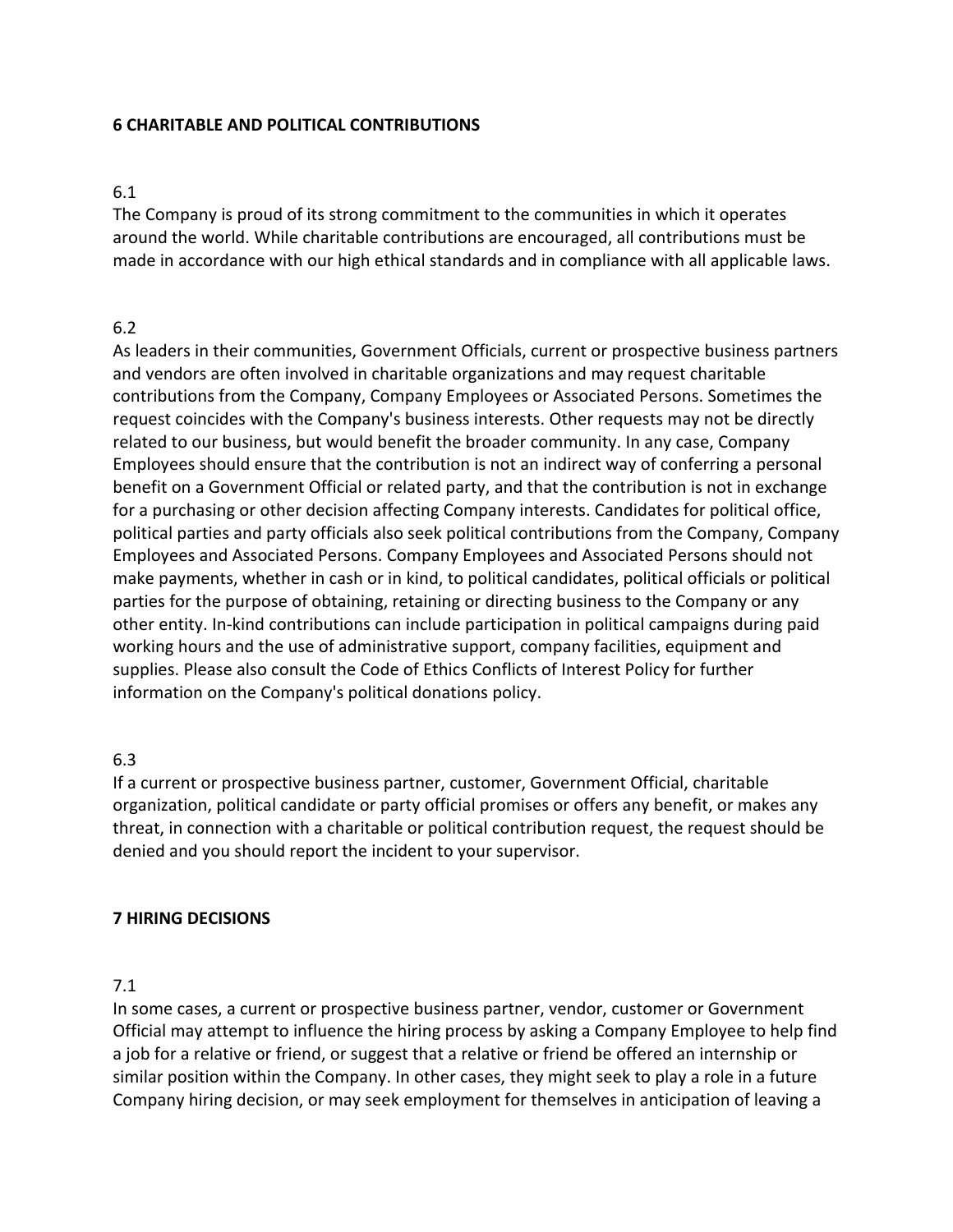## 6 CHARITABLE AND POLITICAL CONTRIBUTIONS

6.1

The Company is proud of its strong commitment to the communities in which it operates around the world. While charitable contributions are encouraged, all contributions must be made in accordance with our high ethical standards and in compliance with all applicable laws.

6.2

As leaders in their communities, Government Officials, current or prospective business partners and vendors are often involved in charitable organizations and may request charitable contributions from the Company, Company Employees or Associated Persons. Sometimes the request coincides with the Company's business interests. Other requests may not be directly related to our business, but would benefit the broader community. In any case, Company Employees should ensure that the contribution is not an indirect way of conferring a personal benefit on a Government Official or related party, and that the contribution is not in exchange for a purchasing or other decision affecting Company interests. Candidates for political office, political parties and party officials also seek political contributions from the Company, Company Employees and Associated Persons. Company Employees and Associated Persons should not make payments, whether in cash or in kind, to political candidates, political officials or political parties for the purpose of obtaining, retaining or directing business to the Company or any other entity. In-kind contributions can include participation in political campaigns during paid working hours and the use of administrative support, company facilities, equipment and supplies. Please also consult the Code of Ethics Conflicts of Interest Policy for further information on the Company's political donations policy.

6.3

If a current or prospective business partner, customer, Government Official, charitable organization, political candidate or party official promises or offers any benefit, or makes any threat, in connection with a charitable or political contribution request, the request should be denied and you should report the incident to your supervisor.

## 7 HIRING DECISIONS

7.1

In some cases, a current or prospective business partner, vendor, customer or Government Official may attempt to influence the hiring process by asking a Company Employee to help find a job for a relative or friend, or suggest that a relative or friend be offered an internship or similar position within the Company. In other cases, they might seek to play a role in a future Company hiring decision, or may seek employment for themselves in anticipation of leaving a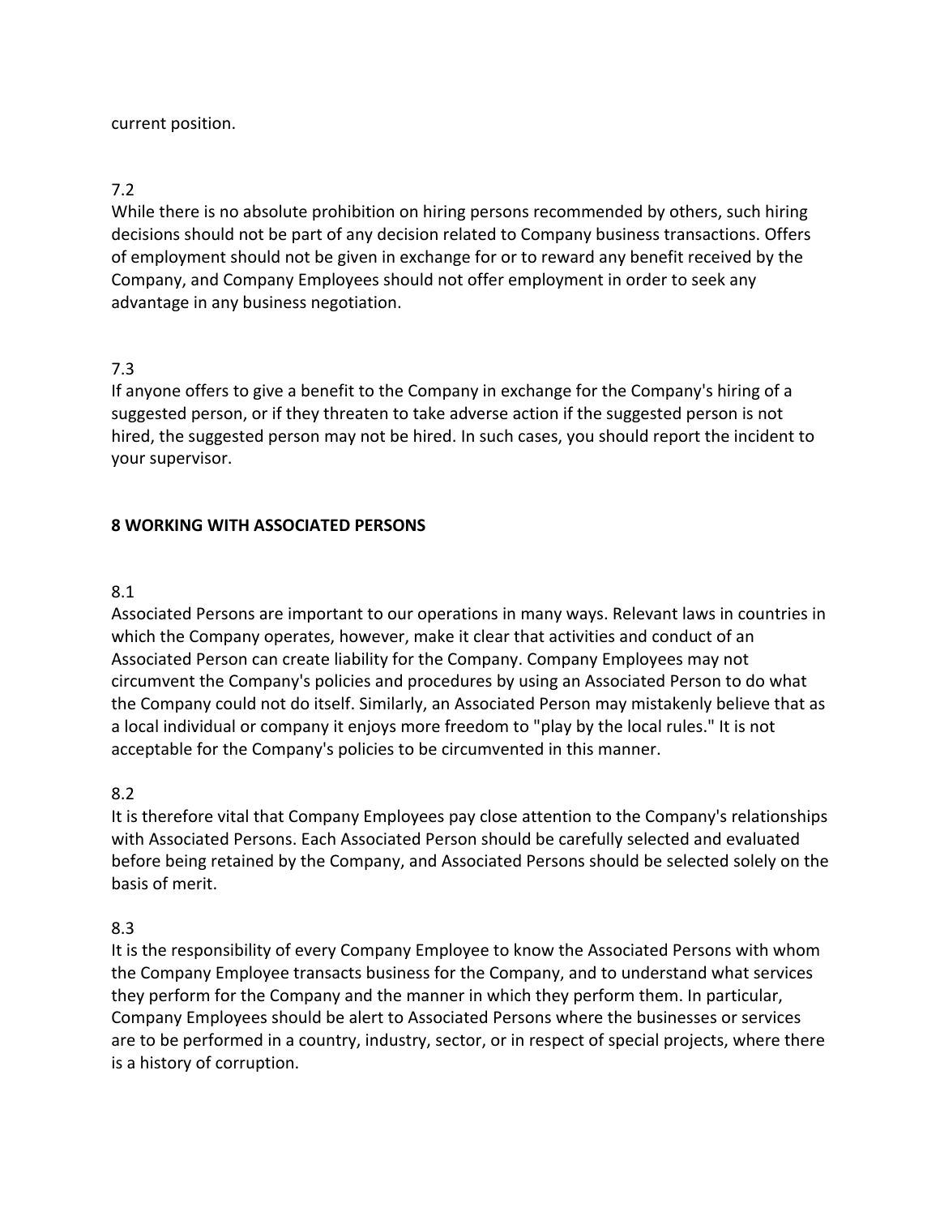current position.

7.2
While there is no absolute prohibition on hiring persons recommended by others, such hiring decisions should not be part of any decision related to Company business transactions. Offers of employment should not be given in exchange for or to reward any benefit received by the Company, and Company Employees should not offer employment in order to seek any advantage in any business negotiation.

7.3
If anyone offers to give a benefit to the Company in exchange for the Company's hiring of a suggested person, or if they threaten to take adverse action if the suggested person is not hired, the suggested person may not be hired. In such cases, you should report the incident to your supervisor.

## 8 WORKING WITH ASSOCIATED PERSONS

8.1
Associated Persons are important to our operations in many ways. Relevant laws in countries in which the Company operates, however, make it clear that activities and conduct of an Associated Person can create liability for the Company. Company Employees may not circumvent the Company's policies and procedures by using an Associated Person to do what the Company could not do itself. Similarly, an Associated Person may mistakenly believe that as a local individual or company it enjoys more freedom to "play by the local rules." It is not acceptable for the Company's policies to be circumvented in this manner.

8.2
It is therefore vital that Company Employees pay close attention to the Company's relationships with Associated Persons. Each Associated Person should be carefully selected and evaluated before being retained by the Company, and Associated Persons should be selected solely on the basis of merit.

8.3
It is the responsibility of every Company Employee to know the Associated Persons with whom the Company Employee transacts business for the Company, and to understand what services they perform for the Company and the manner in which they perform them. In particular, Company Employees should be alert to Associated Persons where the businesses or services are to be performed in a country, industry, sector, or in respect of special projects, where there is a history of corruption.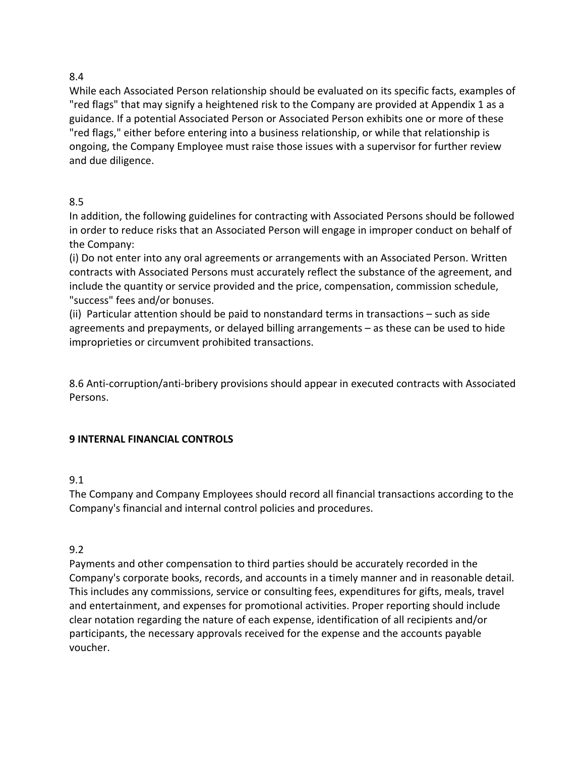8.4

While each Associated Person relationship should be evaluated on its specific facts, examples of "red flags" that may signify a heightened risk to the Company are provided at Appendix 1 as a guidance. If a potential Associated Person or Associated Person exhibits one or more of these "red flags," either before entering into a business relationship, or while that relationship is ongoing, the Company Employee must raise those issues with a supervisor for further review and due diligence.

8.5

In addition, the following guidelines for contracting with Associated Persons should be followed in order to reduce risks that an Associated Person will engage in improper conduct on behalf of the Company:

(i) Do not enter into any oral agreements or arrangements with an Associated Person. Written contracts with Associated Persons must accurately reflect the substance of the agreement, and include the quantity or service provided and the price, compensation, commission schedule, "success" fees and/or bonuses.

(ii) Particular attention should be paid to nonstandard terms in transactions – such as side agreements and prepayments, or delayed billing arrangements – as these can be used to hide improprieties or circumvent prohibited transactions.

8.6 Anti-corruption/anti-bribery provisions should appear in executed contracts with Associated Persons.

## 9 INTERNAL FINANCIAL CONTROLS

9.1

The Company and Company Employees should record all financial transactions according to the Company's financial and internal control policies and procedures.

9.2

Payments and other compensation to third parties should be accurately recorded in the Company's corporate books, records, and accounts in a timely manner and in reasonable detail. This includes any commissions, service or consulting fees, expenditures for gifts, meals, travel and entertainment, and expenses for promotional activities. Proper reporting should include clear notation regarding the nature of each expense, identification of all recipients and/or participants, the necessary approvals received for the expense and the accounts payable voucher.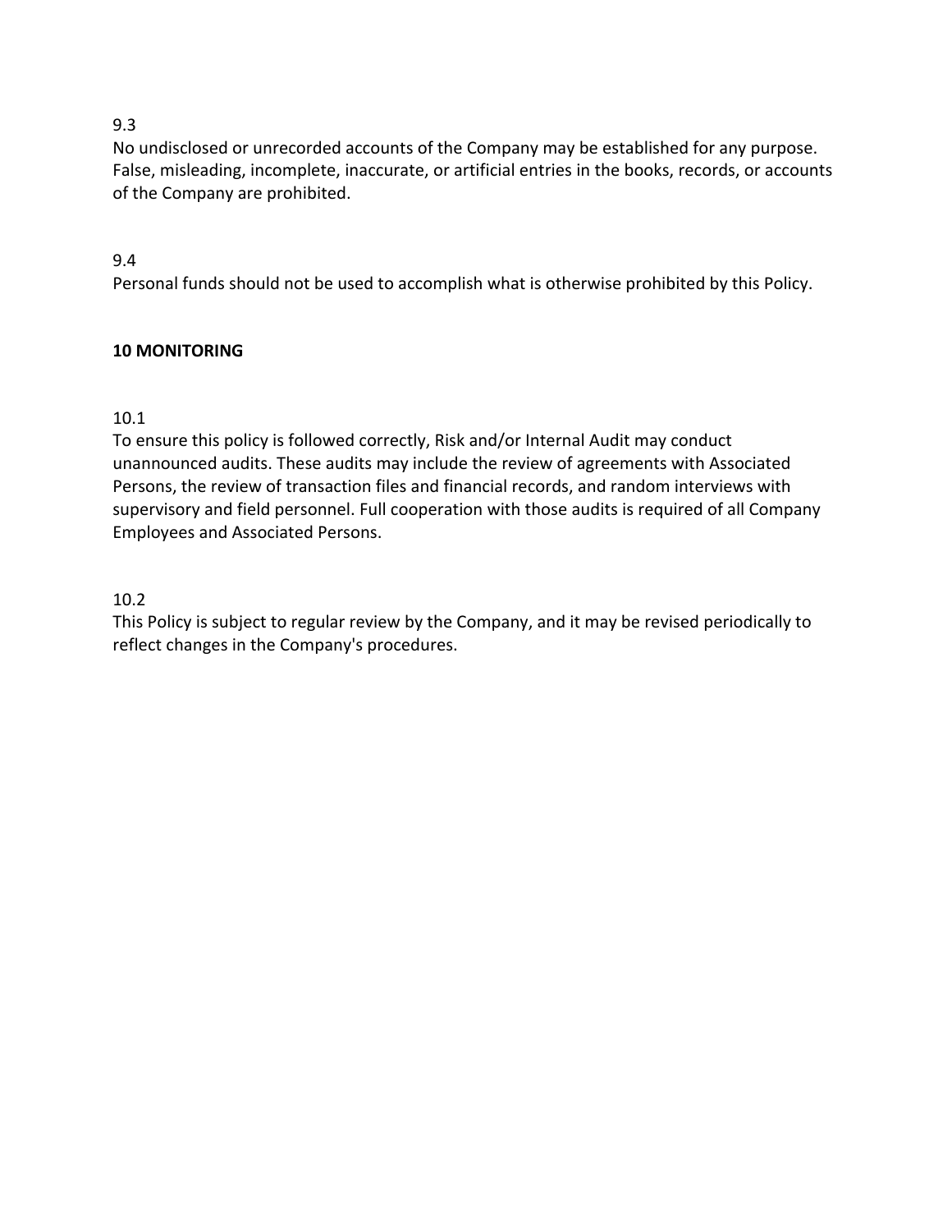9.3

No undisclosed or unrecorded accounts of the Company may be established for any purpose. False, misleading, incomplete, inaccurate, or artificial entries in the books, records, or accounts of the Company are prohibited.

9.4

Personal funds should not be used to accomplish what is otherwise prohibited by this Policy.

## 10 MONITORING

10.1

To ensure this policy is followed correctly, Risk and/or Internal Audit may conduct unannounced audits. These audits may include the review of agreements with Associated Persons, the review of transaction files and financial records, and random interviews with supervisory and field personnel. Full cooperation with those audits is required of all Company Employees and Associated Persons.

10.2

This Policy is subject to regular review by the Company, and it may be revised periodically to reflect changes in the Company's procedures.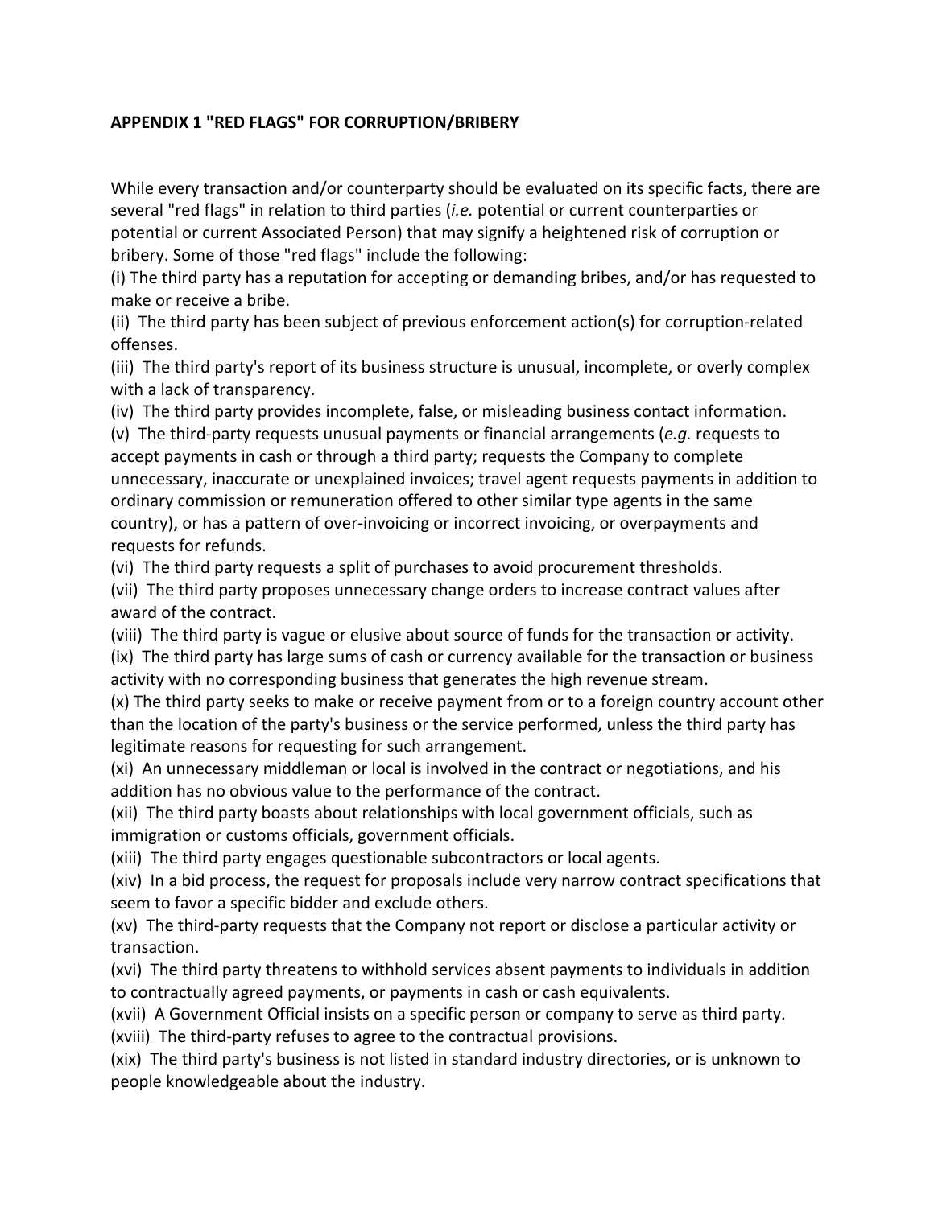## APPENDIX 1 "RED FLAGS" FOR CORRUPTION/BRIBERY

While every transaction and/or counterparty should be evaluated on its specific facts, there are several "red flags" in relation to third parties (*i.e.* potential or current counterparties or potential or current Associated Person) that may signify a heightened risk of corruption or bribery. Some of those "red flags" include the following:

(i) The third party has a reputation for accepting or demanding bribes, and/or has requested to make or receive a bribe.

(ii) The third party has been subject of previous enforcement action(s) for corruption-related offenses.

(iii) The third party's report of its business structure is unusual, incomplete, or overly complex with a lack of transparency.

(iv) The third party provides incomplete, false, or misleading business contact information.

(v) The third-party requests unusual payments or financial arrangements (*e.g.* requests to accept payments in cash or through a third party; requests the Company to complete unnecessary, inaccurate or unexplained invoices; travel agent requests payments in addition to ordinary commission or remuneration offered to other similar type agents in the same country), or has a pattern of over-invoicing or incorrect invoicing, or overpayments and requests for refunds.

(vi) The third party requests a split of purchases to avoid procurement thresholds.

(vii) The third party proposes unnecessary change orders to increase contract values after award of the contract.

(viii) The third party is vague or elusive about source of funds for the transaction or activity.

(ix) The third party has large sums of cash or currency available for the transaction or business activity with no corresponding business that generates the high revenue stream.

(x) The third party seeks to make or receive payment from or to a foreign country account other than the location of the party's business or the service performed, unless the third party has legitimate reasons for requesting for such arrangement.

(xi) An unnecessary middleman or local is involved in the contract or negotiations, and his addition has no obvious value to the performance of the contract.

(xii) The third party boasts about relationships with local government officials, such as immigration or customs officials, government officials.

(xiii) The third party engages questionable subcontractors or local agents.

(xiv) In a bid process, the request for proposals include very narrow contract specifications that seem to favor a specific bidder and exclude others.

(xv) The third-party requests that the Company not report or disclose a particular activity or transaction.

(xvi) The third party threatens to withhold services absent payments to individuals in addition to contractually agreed payments, or payments in cash or cash equivalents.

(xvii) A Government Official insists on a specific person or company to serve as third party.

(xviii) The third-party refuses to agree to the contractual provisions.

(xix) The third party's business is not listed in standard industry directories, or is unknown to people knowledgeable about the industry.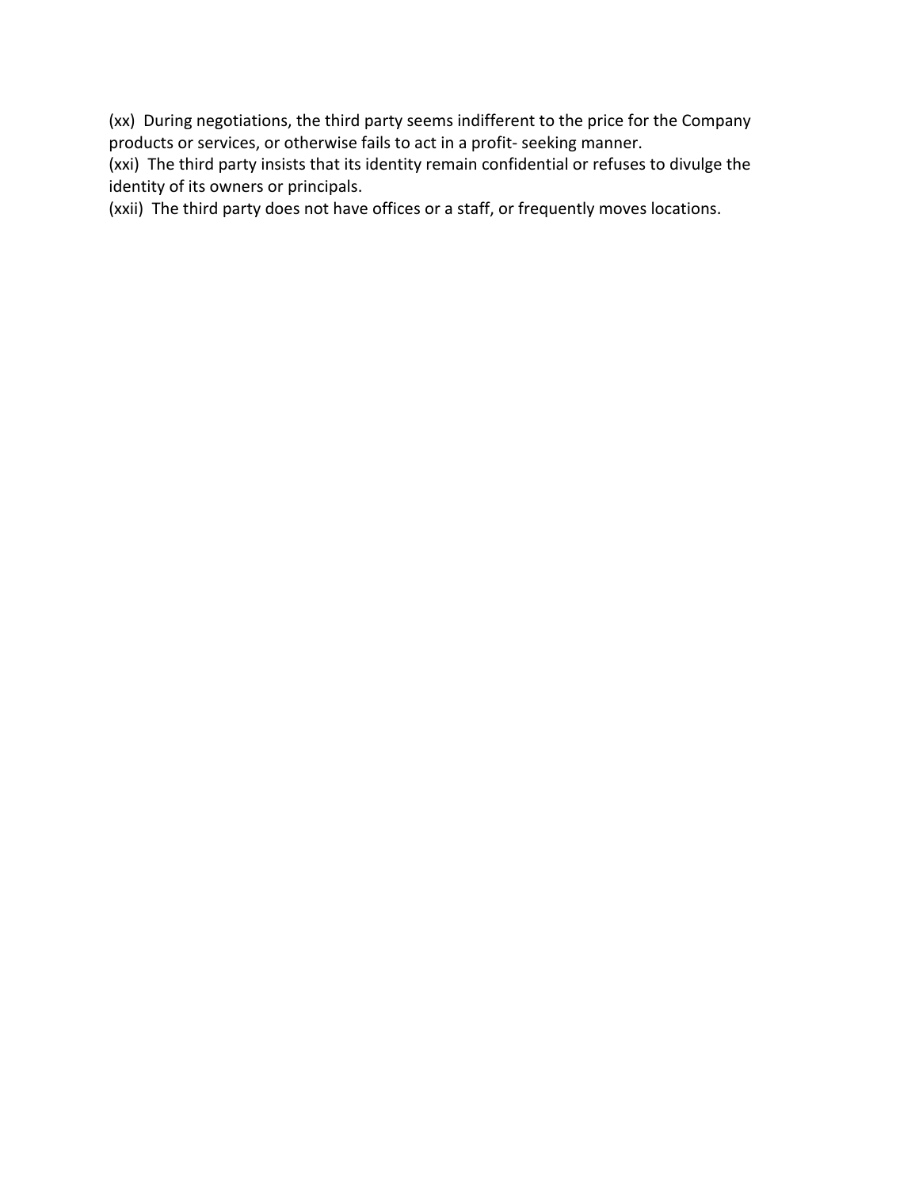(xx) During negotiations, the third party seems indifferent to the price for the Company products or services, or otherwise fails to act in a profit- seeking manner.

(xxi) The third party insists that its identity remain confidential or refuses to divulge the identity of its owners or principals.

(xxii) The third party does not have offices or a staff, or frequently moves locations.